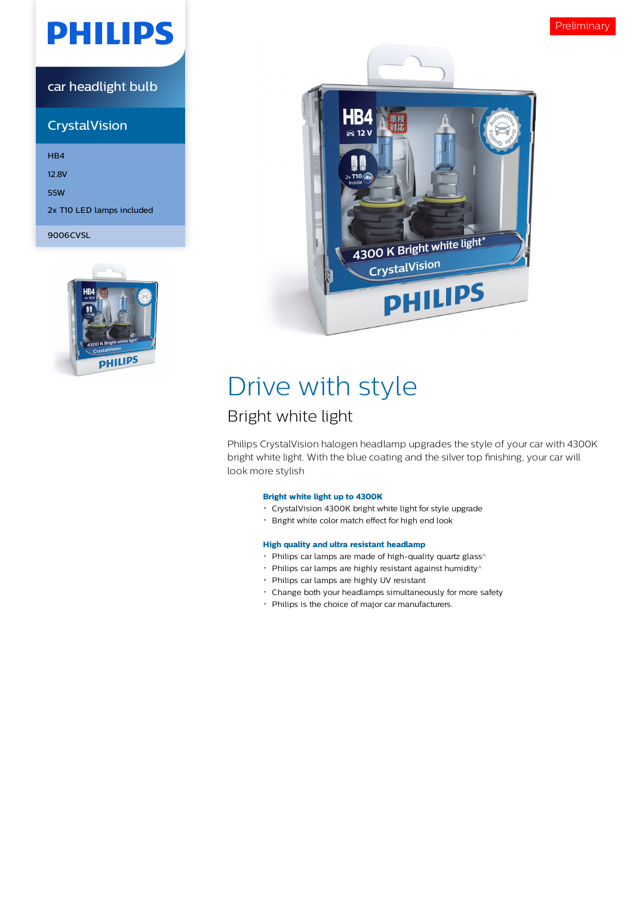Preliminary

PHILIPS

car headlight bulb

CrystalVision

HB4

12.8V

55W

2x T10 LED lamps included

9006CVSL

# Drive with style

## Bright white light

Philips CrystalVision halogen headlamp upgrades the style of your car with 4300K bright white light. With the blue coating and the silver top finishing, your car will look more stylish

**Bright white light up to 4300K**

- CrystalVision 4300K bright white light for style upgrade
- Bright white color match effect for high end look

**High quality and ultra resistant headlamp**

- Philips car lamps are made of high-quality quartz glass^
- Philips car lamps are highly resistant against humidity^
- Philips car lamps are highly UV resistant
- Change both your headlamps simultaneously for more safety
- Philips is the choice of major car manufacturers.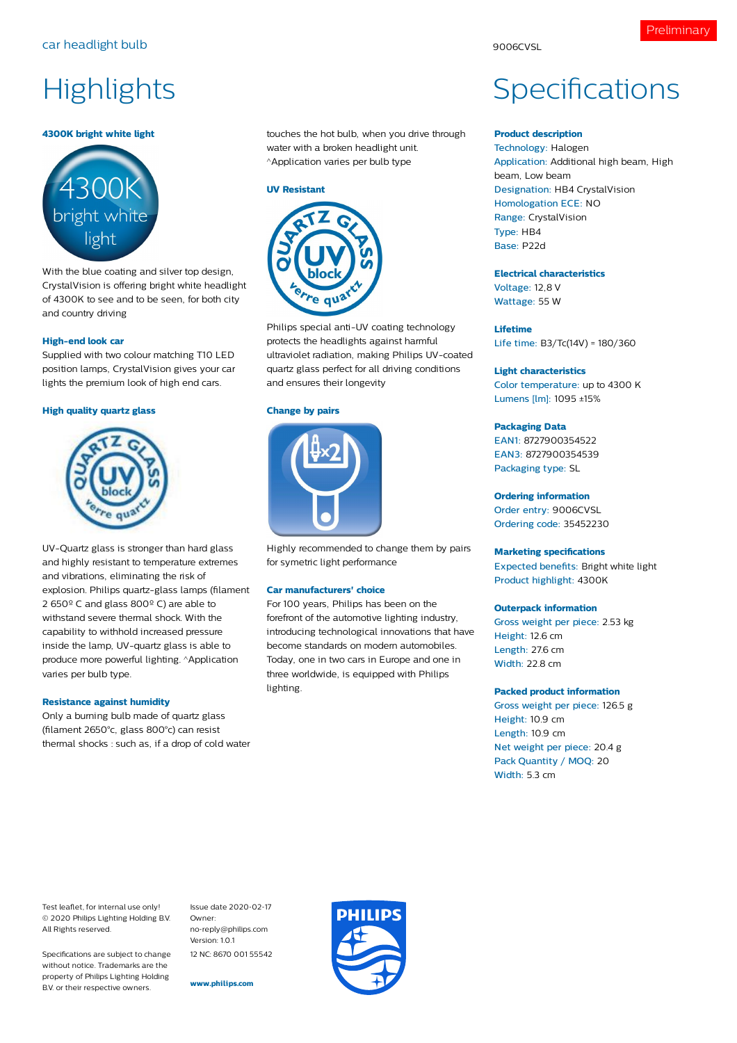car headlight bulb

9006CVSL

Preliminary

# Highlights

### 4300K bright white light

4300K bright white light

With the blue coating and silver top design, CrystalVision is offering bright white headlight of 4300K to see and to be seen, for both city and country driving

### High-end look car

Supplied with two colour matching T10 LED position lamps, CrystalVision gives your car lights the premium look of high end cars.

### High quality quartz glass

UV-Quartz glass is stronger than hard glass and highly resistant to temperature extremes and vibrations, eliminating the risk of explosion. Philips quartz-glass lamps (filament 2 650º C and glass 800º C) are able to withstand severe thermal shock. With the capability to withhold increased pressure inside the lamp, UV-quartz glass is able to produce more powerful lighting. ^Application varies per bulb type.

### Resistance against humidity

Only a burning bulb made of quartz glass (filament 2650°c, glass 800°c) can resist thermal shocks : such as, if a drop of cold water touches the hot bulb, when you drive through water with a broken headlight unit. ^Application varies per bulb type

### UV Resistant

Philips special anti-UV coating technology protects the headlights against harmful ultraviolet radiation, making Philips UV-coated quartz glass perfect for all driving conditions and ensures their longevity

### Change by pairs

Highly recommended to change them by pairs for symetric light performance

### Car manufacturers' choice

For 100 years, Philips has been on the forefront of the automotive lighting industry, introducing technological innovations that have become standards on modern automobiles. Today, one in two cars in Europe and one in three worldwide, is equipped with Philips lighting.

# Specifications

### Product description
- Technology: Halogen
- Application: Additional high beam, High beam, Low beam
- Designation: HB4 CrystalVision
- Homologation ECE: NO
- Range: CrystalVision
- Type: HB4
- Base: P22d

### Electrical characteristics
- Voltage: 12,8 V
- Wattage: 55 W

### Lifetime
- Life time: B3/Tc(14V) = 180/360

### Light characteristics
- Color temperature: up to 4300 K
- Lumens [lm]: 1095 ±15%

### Packaging Data
- EAN1: 8727900354522
- EAN3: 8727900354539
- Packaging type: SL

### Ordering information
- Order entry: 9006CVSL
- Ordering code: 35452230

### Marketing specifications
- Expected benefits: Bright white light
- Product highlight: 4300K

### Outerpack information
- Gross weight per piece: 2.53 kg
- Height: 12.6 cm
- Length: 27.6 cm
- Width: 22.8 cm

### Packed product information
- Gross weight per piece: 126.5 g
- Height: 10.9 cm
- Length: 10.9 cm
- Net weight per piece: 20.4 g
- Pack Quantity / MOQ: 20
- Width: 5.3 cm

Test leaflet, for internal use only!
© 2020 Philips Lighting Holding B.V.
All Rights reserved.

Specifications are subject to change without notice. Trademarks are the property of Philips Lighting Holding B.V. or their respective owners.

Issue date 2020-02-17
Owner:
no-reply@philips.com
Version: 1.0.1

12 NC: 8670 001 55542

www.philips.com

PHILIPS